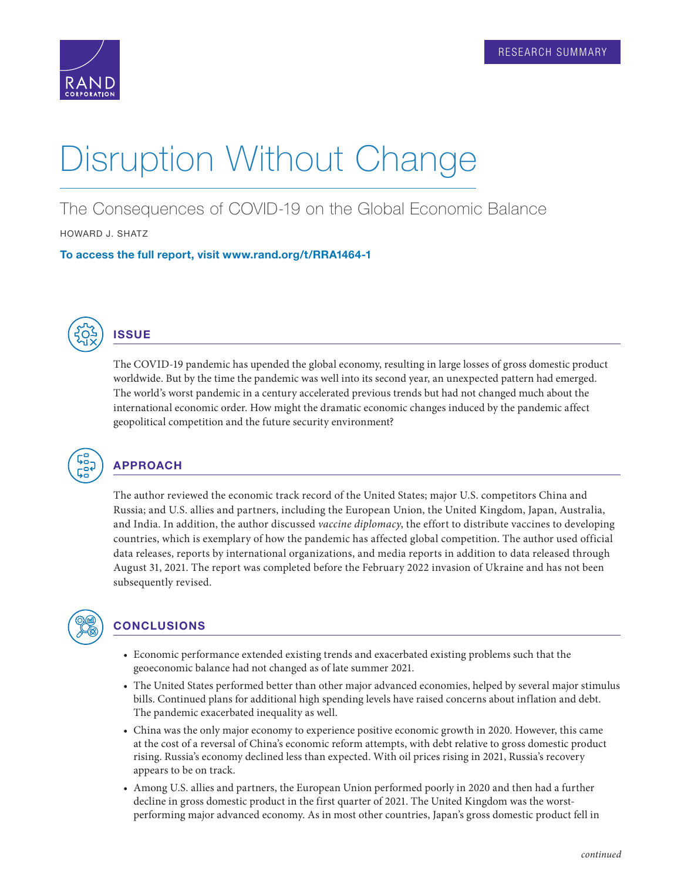RESEARCH SUMMARY

# Disruption Without Change

## The Consequences of COVID-19 on the Global Economic Balance

HOWARD J. SHATZ

**To access the full report, visit www.rand.org/t/RRA1464-1**

## ISSUE

The COVID-19 pandemic has upended the global economy, resulting in large losses of gross domestic product worldwide. But by the time the pandemic was well into its second year, an unexpected pattern had emerged. The world's worst pandemic in a century accelerated previous trends but had not changed much about the international economic order. How might the dramatic economic changes induced by the pandemic affect geopolitical competition and the future security environment?

## APPROACH

The author reviewed the economic track record of the United States; major U.S. competitors China and Russia; and U.S. allies and partners, including the European Union, the United Kingdom, Japan, Australia, and India. In addition, the author discussed *vaccine diplomacy*, the effort to distribute vaccines to developing countries, which is exemplary of how the pandemic has affected global competition. The author used official data releases, reports by international organizations, and media reports in addition to data released through August 31, 2021. The report was completed before the February 2022 invasion of Ukraine and has not been subsequently revised.

## CONCLUSIONS

- Economic performance extended existing trends and exacerbated existing problems such that the geoeconomic balance had not changed as of late summer 2021.
- The United States performed better than other major advanced economies, helped by several major stimulus bills. Continued plans for additional high spending levels have raised concerns about inflation and debt. The pandemic exacerbated inequality as well.
- China was the only major economy to experience positive economic growth in 2020. However, this came at the cost of a reversal of China's economic reform attempts, with debt relative to gross domestic product rising. Russia's economy declined less than expected. With oil prices rising in 2021, Russia's recovery appears to be on track.
- Among U.S. allies and partners, the European Union performed poorly in 2020 and then had a further decline in gross domestic product in the first quarter of 2021. The United Kingdom was the worst-performing major advanced economy. As in most other countries, Japan's gross domestic product fell in

*continued*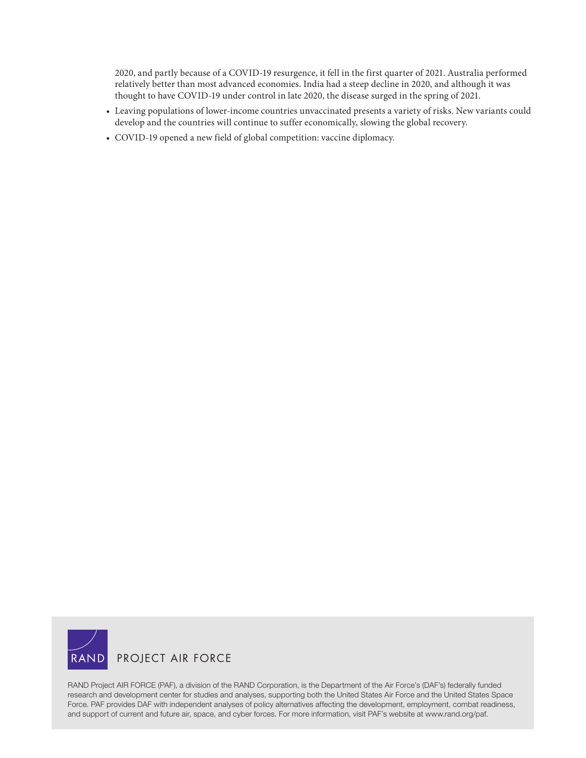2020, and partly because of a COVID-19 resurgence, it fell in the first quarter of 2021. Australia performed relatively better than most advanced economies. India had a steep decline in 2020, and although it was thought to have COVID-19 under control in late 2020, the disease surged in the spring of 2021.

- Leaving populations of lower-income countries unvaccinated presents a variety of risks. New variants could develop and the countries will continue to suffer economically, slowing the global recovery.
- COVID-19 opened a new field of global competition: vaccine diplomacy.

RAND PROJECT AIR FORCE

RAND Project AIR FORCE (PAF), a division of the RAND Corporation, is the Department of the Air Force's (DAF's) federally funded research and development center for studies and analyses, supporting both the United States Air Force and the United States Space Force. PAF provides DAF with independent analyses of policy alternatives affecting the development, employment, combat readiness, and support of current and future air, space, and cyber forces. For more information, visit PAF's website at www.rand.org/paf.